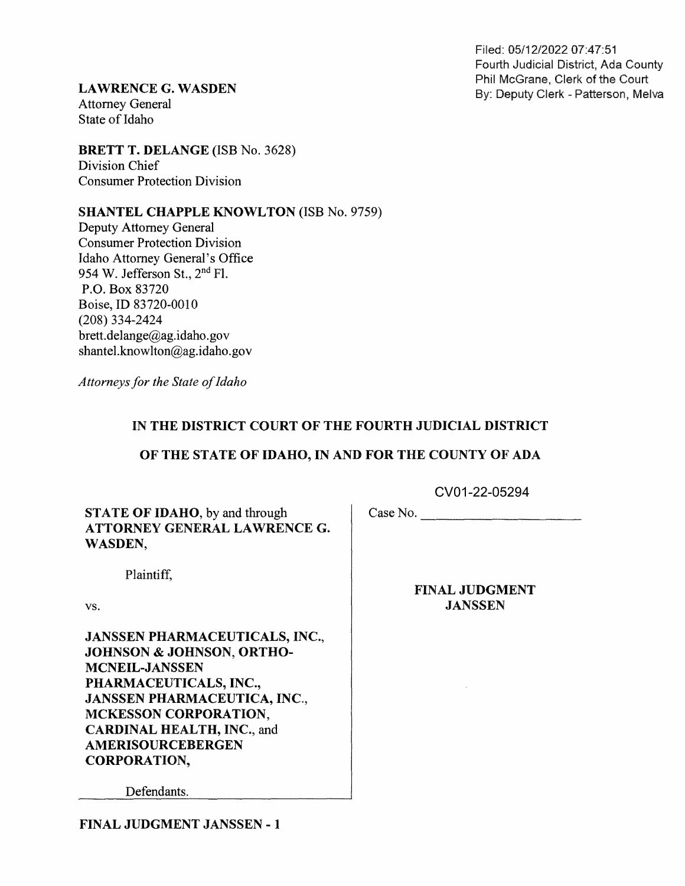Filed: 05/12/2022 07:47:51
Fourth Judicial District, Ada County
Phil McGrane, Clerk of the Court
By: Deputy Clerk - Patterson, Melva

**LAWRENCE G. WASDEN**
Attorney General
State of Idaho

**BRETT T. DELANGE** (ISB No. 3628)
Division Chief
Consumer Protection Division

**SHANTEL CHAPPLE KNOWLTON** (ISB No. 9759)
Deputy Attorney General
Consumer Protection Division
Idaho Attorney General's Office
954 W. Jefferson St., 2nd Fl.
P.O. Box 83720
Boise, ID 83720-0010
(208) 334-2424
brett.delange@ag.idaho.gov
shantel.knowlton@ag.idaho.gov

*Attorneys for the State of Idaho*

**IN THE DISTRICT COURT OF THE FOURTH JUDICIAL DISTRICT**

**OF THE STATE OF IDAHO, IN AND FOR THE COUNTY OF ADA**

| | |
|---|---|
| **STATE OF IDAHO**, by and through **ATTORNEY GENERAL LAWRENCE G. WASDEN**,<br><br>Plaintiff,<br><br>vs.<br><br>**JANSSEN PHARMACEUTICALS, INC., JOHNSON & JOHNSON, ORTHO-MCNEIL-JANSSEN PHARMACEUTICALS, INC., JANSSEN PHARMACEUTICA, INC., MCKESSON CORPORATION, CARDINAL HEALTH, INC.,** and **AMERISOURCEBERGEN CORPORATION,**<br><br>Defendants. | Case No. CV01-22-05294<br><br>**FINAL JUDGMENT JANSSEN** |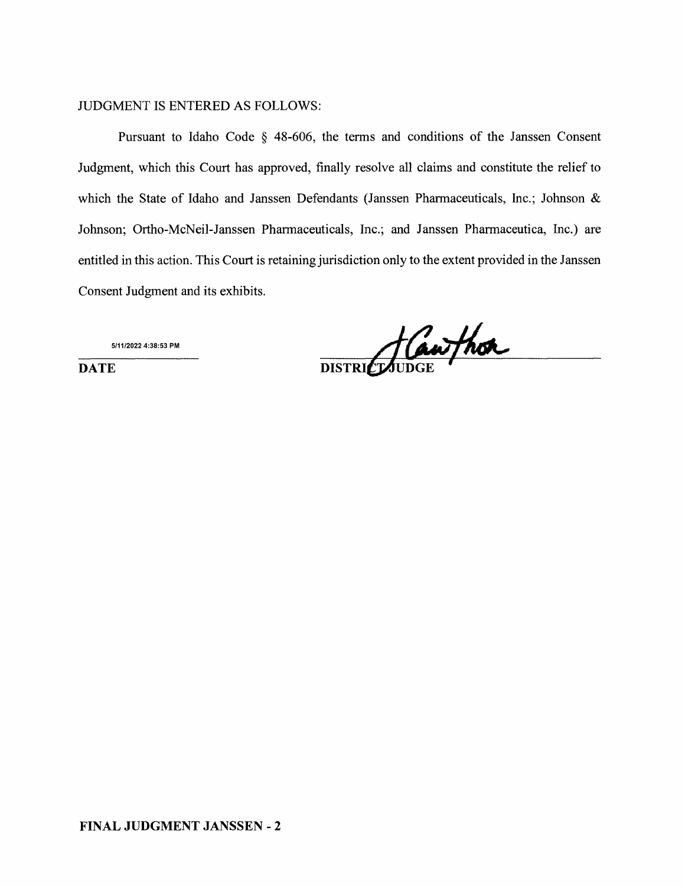JUDGMENT IS ENTERED AS FOLLOWS:

Pursuant to Idaho Code § 48-606, the terms and conditions of the Janssen Consent Judgment, which this Court has approved, finally resolve all claims and constitute the relief to which the State of Idaho and Janssen Defendants (Janssen Pharmaceuticals, Inc.; Johnson & Johnson; Ortho-McNeil-Janssen Pharmaceuticals, Inc.; and Janssen Pharmaceutica, Inc.) are entitled in this action. This Court is retaining jurisdiction only to the extent provided in the Janssen Consent Judgment and its exhibits.

5/11/2022 4:38:53 PM

**DATE**

**DISTRICT JUDGE**

**FINAL JUDGMENT JANSSEN - 2**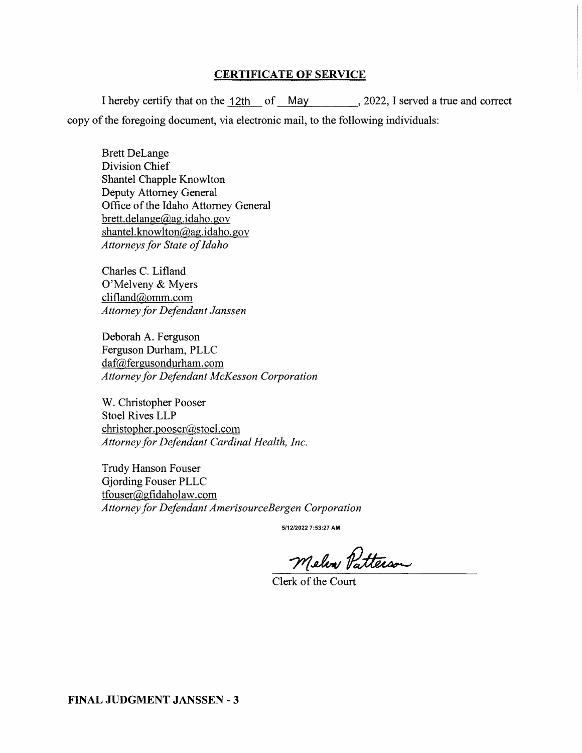## CERTIFICATE OF SERVICE

I hereby certify that on the 12th of May, 2022, I served a true and correct copy of the foregoing document, via electronic mail, to the following individuals:

Brett DeLange
Division Chief
Shantel Chapple Knowlton
Deputy Attorney General
Office of the Idaho Attorney General
brett.delange@ag.idaho.gov
shantel.knowlton@ag.idaho.gov
*Attorneys for State of Idaho*

Charles C. Lifland
O'Melveny & Myers
clifland@omm.com
*Attorney for Defendant Janssen*

Deborah A. Ferguson
Ferguson Durham, PLLC
daf@fergusondurham.com
*Attorney for Defendant McKesson Corporation*

W. Christopher Pooser
Stoel Rives LLP
christopher.pooser@stoel.com
*Attorney for Defendant Cardinal Health, Inc.*

Trudy Hanson Fouser
Gjording Fouser PLLC
tfouser@gfidaholaw.com
*Attorney for Defendant AmerisourceBergen Corporation*

5/12/2022 7:53:27 AM

Melva Patterson
Clerk of the Court

**FINAL JUDGMENT JANSSEN - 3**